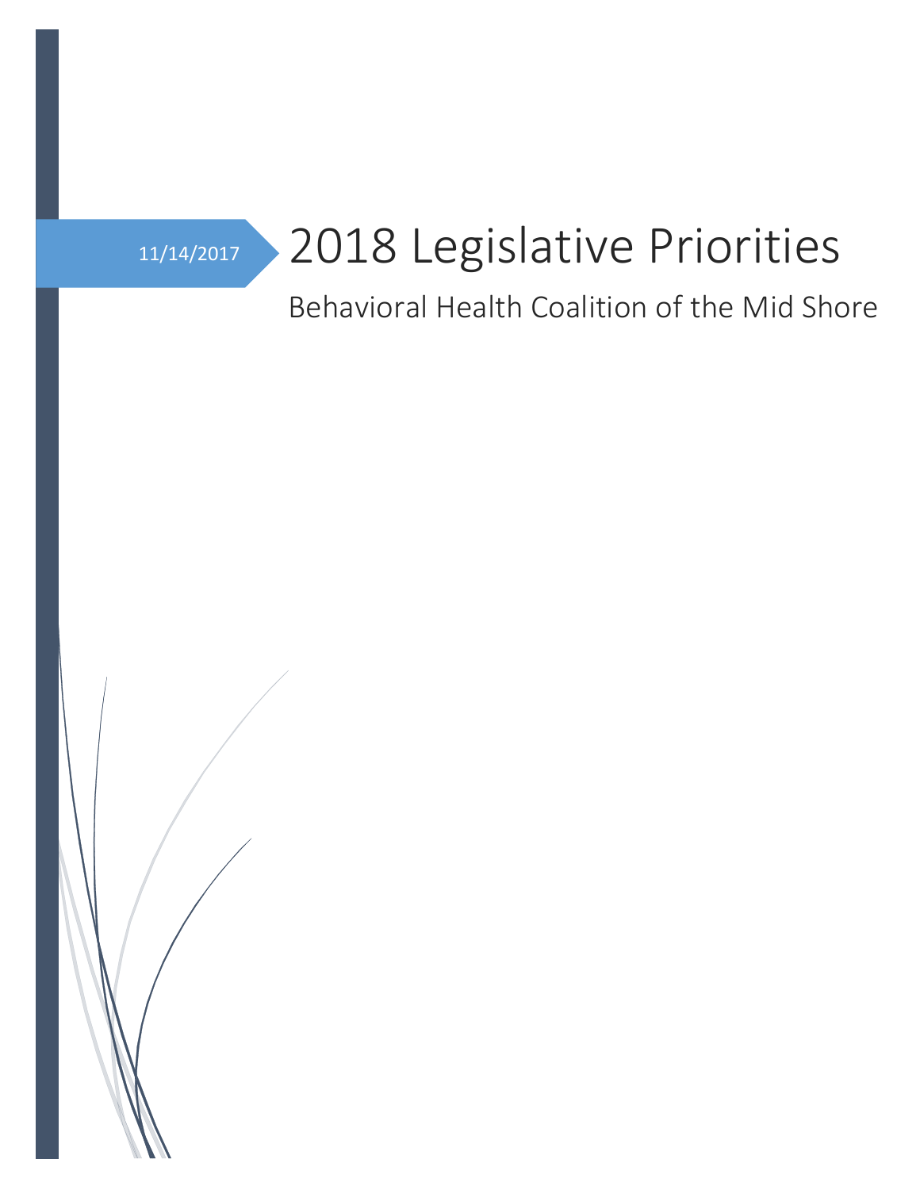11/14/2017

# 2018 Legislative Priorities

## Behavioral Health Coalition of the Mid Shore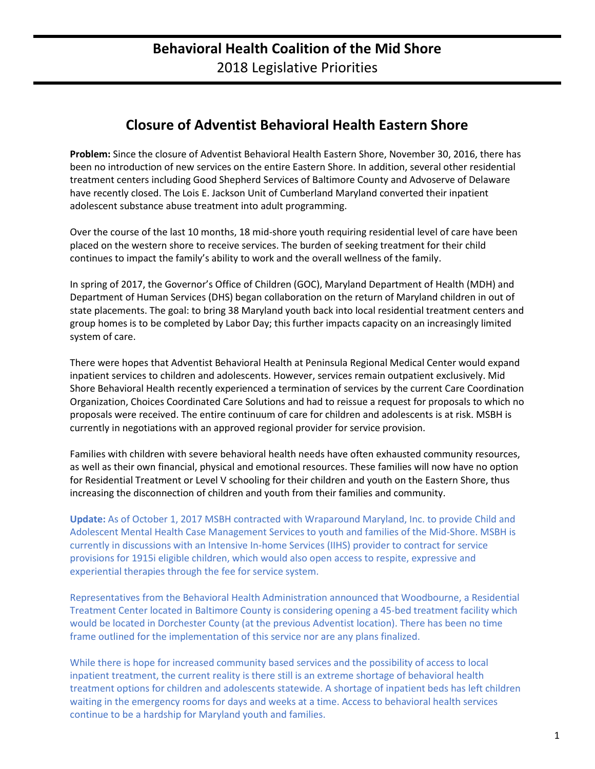# Behavioral Health Coalition of the Mid Shore

2018 Legislative Priorities

## Closure of Adventist Behavioral Health Eastern Shore

**Problem:** Since the closure of Adventist Behavioral Health Eastern Shore, November 30, 2016, there has been no introduction of new services on the entire Eastern Shore. In addition, several other residential treatment centers including Good Shepherd Services of Baltimore County and Advoserve of Delaware have recently closed. The Lois E. Jackson Unit of Cumberland Maryland converted their inpatient adolescent substance abuse treatment into adult programming.

Over the course of the last 10 months, 18 mid-shore youth requiring residential level of care have been placed on the western shore to receive services. The burden of seeking treatment for their child continues to impact the family's ability to work and the overall wellness of the family.

In spring of 2017, the Governor's Office of Children (GOC), Maryland Department of Health (MDH) and Department of Human Services (DHS) began collaboration on the return of Maryland children in out of state placements. The goal: to bring 38 Maryland youth back into local residential treatment centers and group homes is to be completed by Labor Day; this further impacts capacity on an increasingly limited system of care.

There were hopes that Adventist Behavioral Health at Peninsula Regional Medical Center would expand inpatient services to children and adolescents. However, services remain outpatient exclusively. Mid Shore Behavioral Health recently experienced a termination of services by the current Care Coordination Organization, Choices Coordinated Care Solutions and had to reissue a request for proposals to which no proposals were received. The entire continuum of care for children and adolescents is at risk. MSBH is currently in negotiations with an approved regional provider for service provision.

Families with children with severe behavioral health needs have often exhausted community resources, as well as their own financial, physical and emotional resources. These families will now have no option for Residential Treatment or Level V schooling for their children and youth on the Eastern Shore, thus increasing the disconnection of children and youth from their families and community.

**Update:** As of October 1, 2017 MSBH contracted with Wraparound Maryland, Inc. to provide Child and Adolescent Mental Health Case Management Services to youth and families of the Mid-Shore. MSBH is currently in discussions with an Intensive In-home Services (IIHS) provider to contract for service provisions for 1915i eligible children, which would also open access to respite, expressive and experiential therapies through the fee for service system.

Representatives from the Behavioral Health Administration announced that Woodbourne, a Residential Treatment Center located in Baltimore County is considering opening a 45-bed treatment facility which would be located in Dorchester County (at the previous Adventist location). There has been no time frame outlined for the implementation of this service nor are any plans finalized.

While there is hope for increased community based services and the possibility of access to local inpatient treatment, the current reality is there still is an extreme shortage of behavioral health treatment options for children and adolescents statewide. A shortage of inpatient beds has left children waiting in the emergency rooms for days and weeks at a time. Access to behavioral health services continue to be a hardship for Maryland youth and families.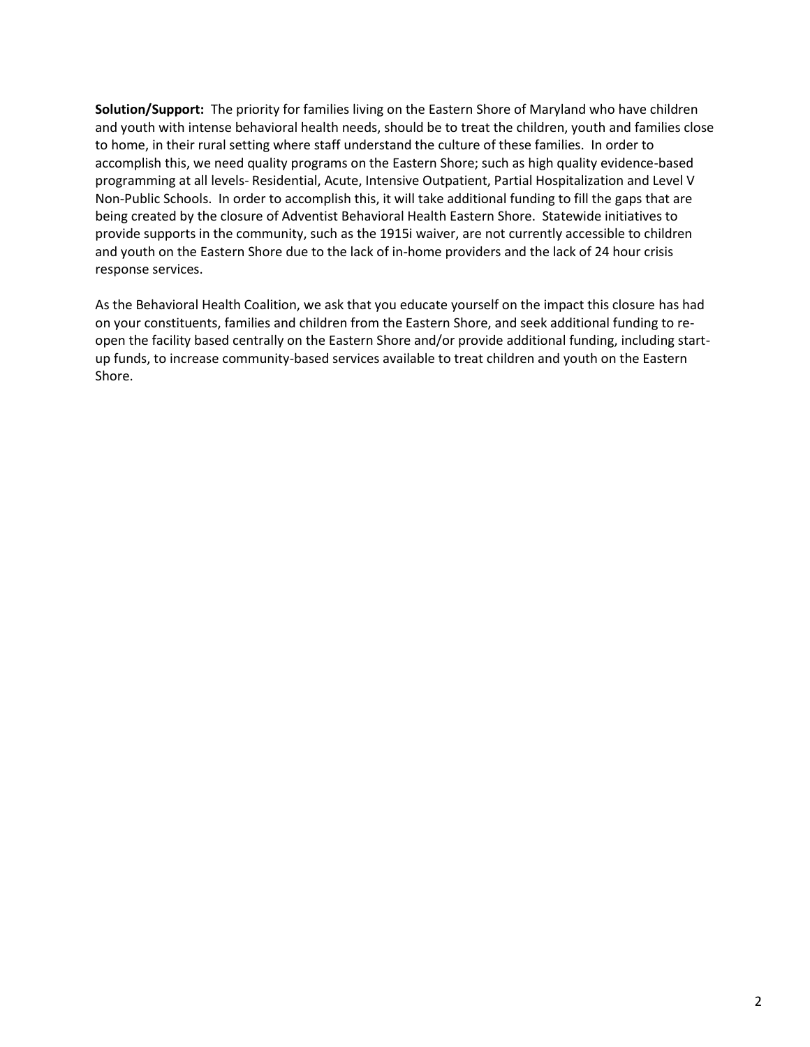**Solution/Support:** The priority for families living on the Eastern Shore of Maryland who have children and youth with intense behavioral health needs, should be to treat the children, youth and families close to home, in their rural setting where staff understand the culture of these families. In order to accomplish this, we need quality programs on the Eastern Shore; such as high quality evidence-based programming at all levels- Residential, Acute, Intensive Outpatient, Partial Hospitalization and Level V Non-Public Schools. In order to accomplish this, it will take additional funding to fill the gaps that are being created by the closure of Adventist Behavioral Health Eastern Shore. Statewide initiatives to provide supports in the community, such as the 1915i waiver, are not currently accessible to children and youth on the Eastern Shore due to the lack of in-home providers and the lack of 24 hour crisis response services.

As the Behavioral Health Coalition, we ask that you educate yourself on the impact this closure has had on your constituents, families and children from the Eastern Shore, and seek additional funding to re-open the facility based centrally on the Eastern Shore and/or provide additional funding, including start-up funds, to increase community-based services available to treat children and youth on the Eastern Shore.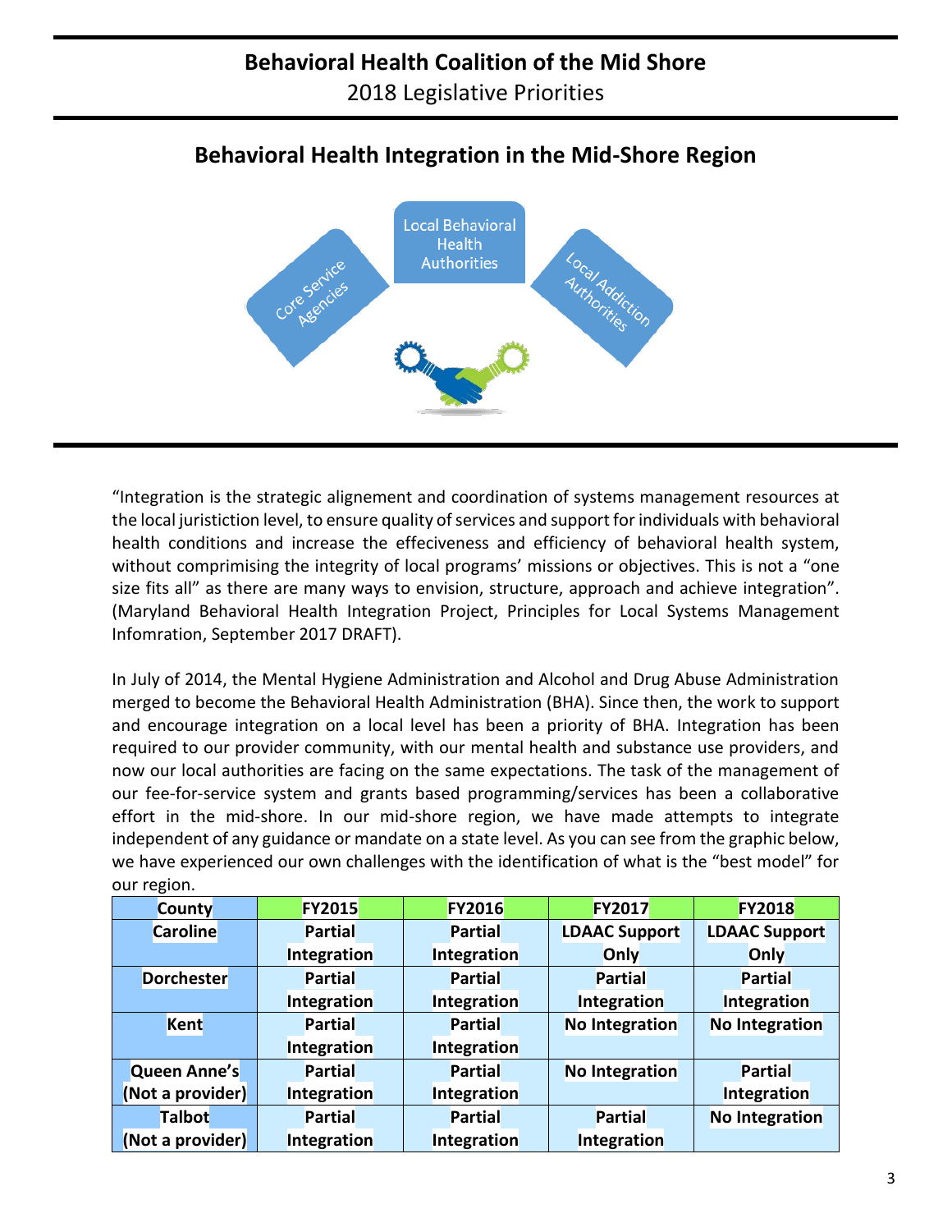# Behavioral Health Coalition of the Mid Shore

2018 Legislative Priorities

## Behavioral Health Integration in the Mid-Shore Region

Core Service Agencies

Local Behavioral Health Authorities

Local Addiction Authorities

"Integration is the strategic alignement and coordination of systems management resources at the local juristiction level, to ensure quality of services and support for individuals with behavioral health conditions and increase the effeciveness and efficiency of behavioral health system, without comprimising the integrity of local programs' missions or objectives. This is not a "one size fits all" as there are many ways to envision, structure, approach and achieve integration". (Maryland Behavioral Health Integration Project, Principles for Local Systems Management Infomration, September 2017 DRAFT).

In July of 2014, the Mental Hygiene Administration and Alcohol and Drug Abuse Administration merged to become the Behavioral Health Administration (BHA). Since then, the work to support and encourage integration on a local level has been a priority of BHA. Integration has been required to our provider community, with our mental health and substance use providers, and now our local authorities are facing on the same expectations. The task of the management of our fee-for-service system and grants based programming/services has been a collaborative effort in the mid-shore. In our mid-shore region, we have made attempts to integrate independent of any guidance or mandate on a state level. As you can see from the graphic below, we have experienced our own challenges with the identification of what is the "best model" for our region.

| County | FY2015 | FY2016 | FY2017 | FY2018 |
|---|---|---|---|---|
| Caroline | Partial Integration | Partial Integration | LDAAC Support Only | LDAAC Support Only |
| Dorchester | Partial Integration | Partial Integration | Partial Integration | Partial Integration |
| Kent | Partial Integration | Partial Integration | No Integration | No Integration |
| Queen Anne's (Not a provider) | Partial Integration | Partial Integration | No Integration | Partial Integration |
| Talbot (Not a provider) | Partial Integration | Partial Integration | Partial Integration | No Integration |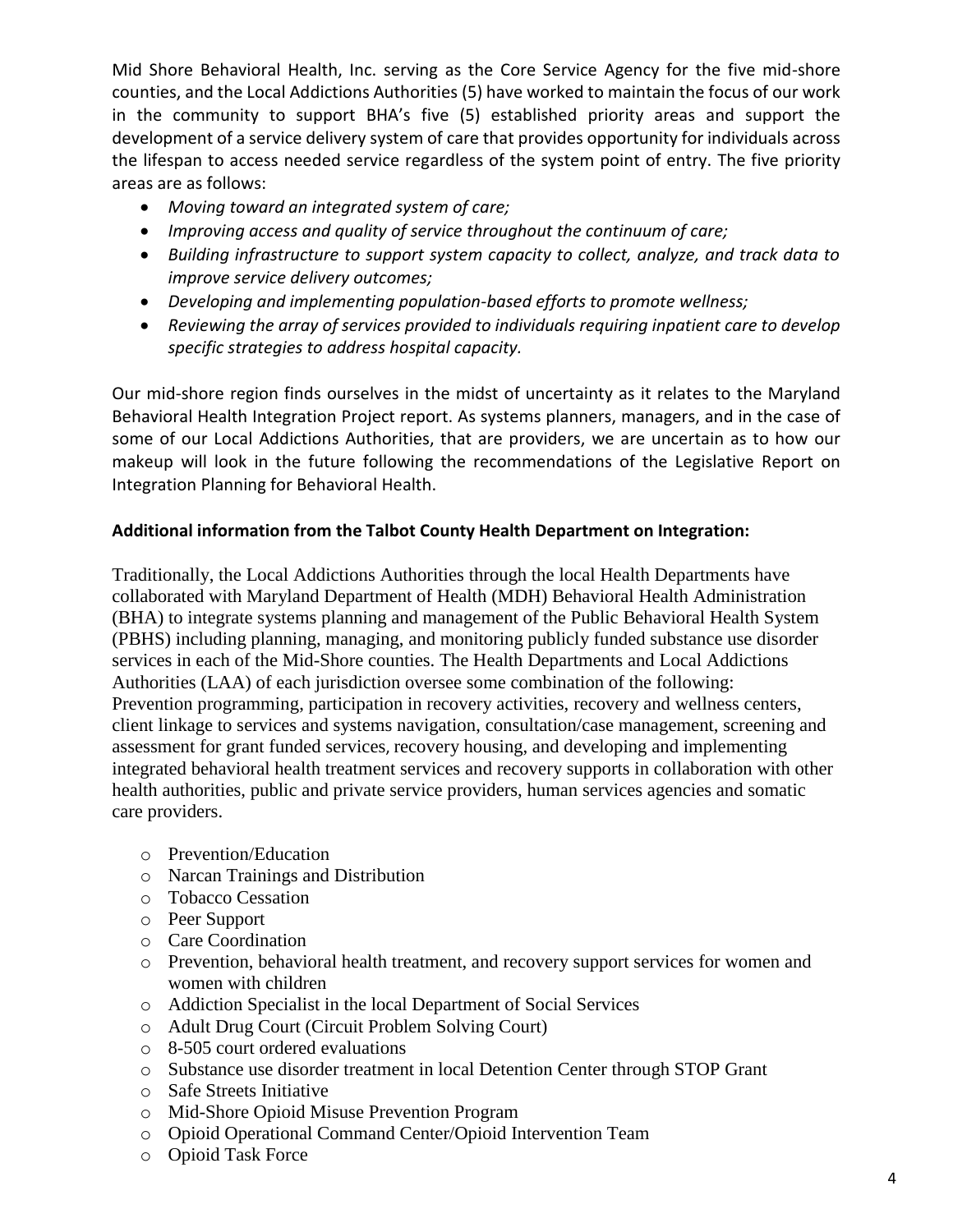Mid Shore Behavioral Health, Inc. serving as the Core Service Agency for the five mid-shore counties, and the Local Addictions Authorities (5) have worked to maintain the focus of our work in the community to support BHA's five (5) established priority areas and support the development of a service delivery system of care that provides opportunity for individuals across the lifespan to access needed service regardless of the system point of entry. The five priority areas are as follows:

- *Moving toward an integrated system of care;*
- *Improving access and quality of service throughout the continuum of care;*
- *Building infrastructure to support system capacity to collect, analyze, and track data to improve service delivery outcomes;*
- *Developing and implementing population-based efforts to promote wellness;*
- *Reviewing the array of services provided to individuals requiring inpatient care to develop specific strategies to address hospital capacity.*

Our mid-shore region finds ourselves in the midst of uncertainty as it relates to the Maryland Behavioral Health Integration Project report. As systems planners, managers, and in the case of some of our Local Addictions Authorities, that are providers, we are uncertain as to how our makeup will look in the future following the recommendations of the Legislative Report on Integration Planning for Behavioral Health.

**Additional information from the Talbot County Health Department on Integration:**

Traditionally, the Local Addictions Authorities through the local Health Departments have collaborated with Maryland Department of Health (MDH) Behavioral Health Administration (BHA) to integrate systems planning and management of the Public Behavioral Health System (PBHS) including planning, managing, and monitoring publicly funded substance use disorder services in each of the Mid-Shore counties. The Health Departments and Local Addictions Authorities (LAA) of each jurisdiction oversee some combination of the following: Prevention programming, participation in recovery activities, recovery and wellness centers, client linkage to services and systems navigation, consultation/case management, screening and assessment for grant funded services, recovery housing, and developing and implementing integrated behavioral health treatment services and recovery supports in collaboration with other health authorities, public and private service providers, human services agencies and somatic care providers.

- Prevention/Education
- Narcan Trainings and Distribution
- Tobacco Cessation
- Peer Support
- Care Coordination
- Prevention, behavioral health treatment, and recovery support services for women and women with children
- Addiction Specialist in the local Department of Social Services
- Adult Drug Court (Circuit Problem Solving Court)
- 8-505 court ordered evaluations
- Substance use disorder treatment in local Detention Center through STOP Grant
- Safe Streets Initiative
- Mid-Shore Opioid Misuse Prevention Program
- Opioid Operational Command Center/Opioid Intervention Team
- Opioid Task Force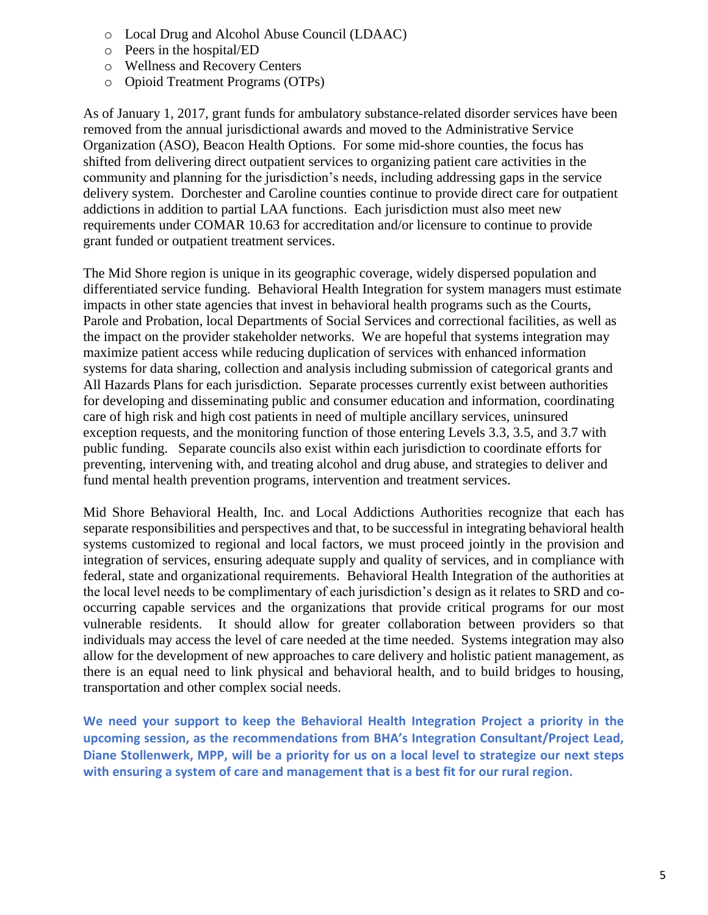- Local Drug and Alcohol Abuse Council (LDAAC)
- Peers in the hospital/ED
- Wellness and Recovery Centers
- Opioid Treatment Programs (OTPs)

As of January 1, 2017, grant funds for ambulatory substance-related disorder services have been removed from the annual jurisdictional awards and moved to the Administrative Service Organization (ASO), Beacon Health Options. For some mid-shore counties, the focus has shifted from delivering direct outpatient services to organizing patient care activities in the community and planning for the jurisdiction's needs, including addressing gaps in the service delivery system. Dorchester and Caroline counties continue to provide direct care for outpatient addictions in addition to partial LAA functions. Each jurisdiction must also meet new requirements under COMAR 10.63 for accreditation and/or licensure to continue to provide grant funded or outpatient treatment services.

The Mid Shore region is unique in its geographic coverage, widely dispersed population and differentiated service funding. Behavioral Health Integration for system managers must estimate impacts in other state agencies that invest in behavioral health programs such as the Courts, Parole and Probation, local Departments of Social Services and correctional facilities, as well as the impact on the provider stakeholder networks. We are hopeful that systems integration may maximize patient access while reducing duplication of services with enhanced information systems for data sharing, collection and analysis including submission of categorical grants and All Hazards Plans for each jurisdiction. Separate processes currently exist between authorities for developing and disseminating public and consumer education and information, coordinating care of high risk and high cost patients in need of multiple ancillary services, uninsured exception requests, and the monitoring function of those entering Levels 3.3, 3.5, and 3.7 with public funding. Separate councils also exist within each jurisdiction to coordinate efforts for preventing, intervening with, and treating alcohol and drug abuse, and strategies to deliver and fund mental health prevention programs, intervention and treatment services.

Mid Shore Behavioral Health, Inc. and Local Addictions Authorities recognize that each has separate responsibilities and perspectives and that, to be successful in integrating behavioral health systems customized to regional and local factors, we must proceed jointly in the provision and integration of services, ensuring adequate supply and quality of services, and in compliance with federal, state and organizational requirements. Behavioral Health Integration of the authorities at the local level needs to be complimentary of each jurisdiction's design as it relates to SRD and co-occurring capable services and the organizations that provide critical programs for our most vulnerable residents. It should allow for greater collaboration between providers so that individuals may access the level of care needed at the time needed. Systems integration may also allow for the development of new approaches to care delivery and holistic patient management, as there is an equal need to link physical and behavioral health, and to build bridges to housing, transportation and other complex social needs.

**We need your support to keep the Behavioral Health Integration Project a priority in the upcoming session, as the recommendations from BHA's Integration Consultant/Project Lead, Diane Stollenwerk, MPP, will be a priority for us on a local level to strategize our next steps with ensuring a system of care and management that is a best fit for our rural region.**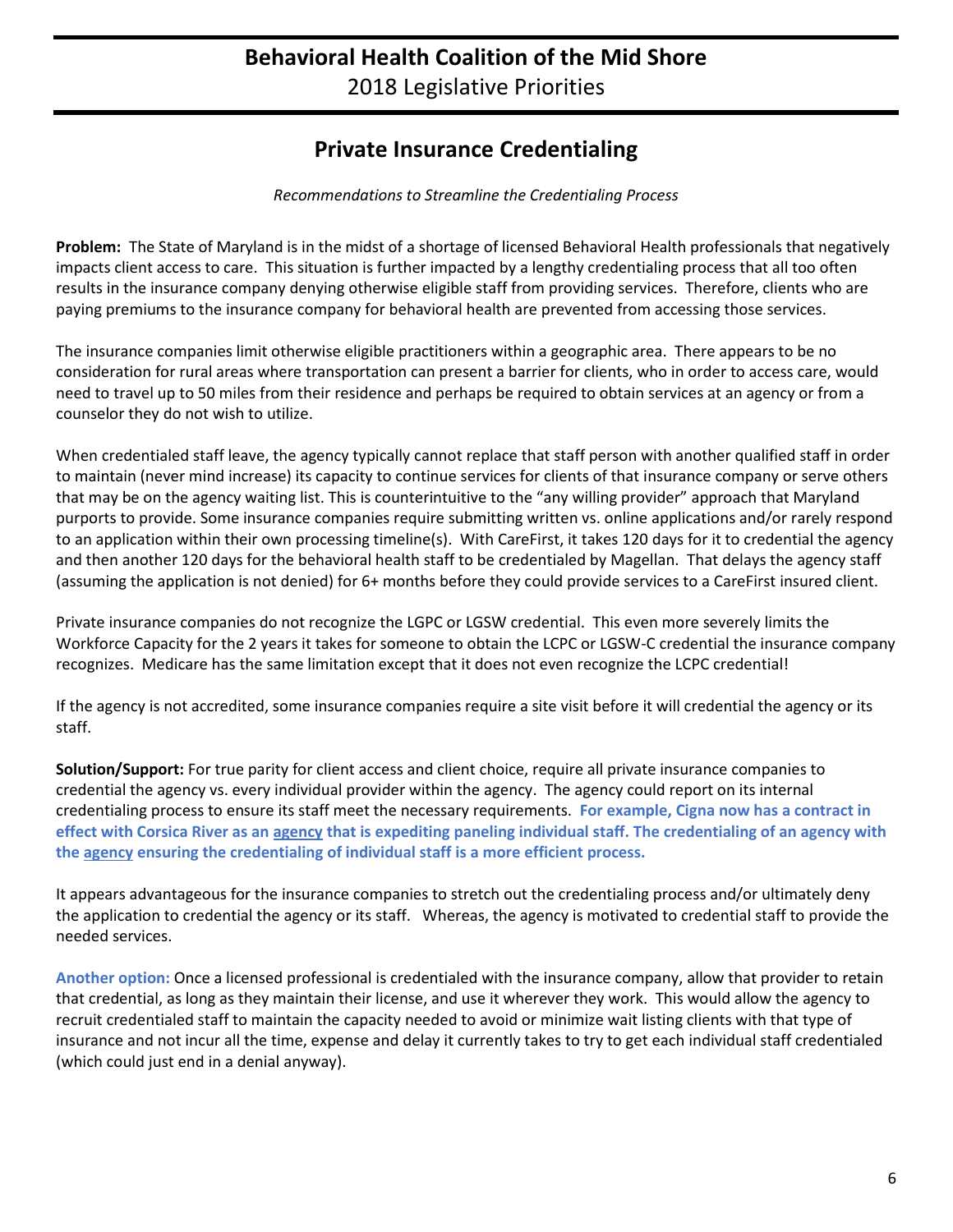# Behavioral Health Coalition of the Mid Shore

2018 Legislative Priorities

## Private Insurance Credentialing

*Recommendations to Streamline the Credentialing Process*

**Problem:** The State of Maryland is in the midst of a shortage of licensed Behavioral Health professionals that negatively impacts client access to care. This situation is further impacted by a lengthy credentialing process that all too often results in the insurance company denying otherwise eligible staff from providing services. Therefore, clients who are paying premiums to the insurance company for behavioral health are prevented from accessing those services.

The insurance companies limit otherwise eligible practitioners within a geographic area. There appears to be no consideration for rural areas where transportation can present a barrier for clients, who in order to access care, would need to travel up to 50 miles from their residence and perhaps be required to obtain services at an agency or from a counselor they do not wish to utilize.

When credentialed staff leave, the agency typically cannot replace that staff person with another qualified staff in order to maintain (never mind increase) its capacity to continue services for clients of that insurance company or serve others that may be on the agency waiting list. This is counterintuitive to the "any willing provider" approach that Maryland purports to provide. Some insurance companies require submitting written vs. online applications and/or rarely respond to an application within their own processing timeline(s). With CareFirst, it takes 120 days for it to credential the agency and then another 120 days for the behavioral health staff to be credentialed by Magellan. That delays the agency staff (assuming the application is not denied) for 6+ months before they could provide services to a CareFirst insured client.

Private insurance companies do not recognize the LGPC or LGSW credential. This even more severely limits the Workforce Capacity for the 2 years it takes for someone to obtain the LCPC or LGSW-C credential the insurance company recognizes. Medicare has the same limitation except that it does not even recognize the LCPC credential!

If the agency is not accredited, some insurance companies require a site visit before it will credential the agency or its staff.

**Solution/Support:** For true parity for client access and client choice, require all private insurance companies to credential the agency vs. every individual provider within the agency. The agency could report on its internal credentialing process to ensure its staff meet the necessary requirements. **For example, Cigna now has a contract in effect with Corsica River as an agency that is expediting paneling individual staff. The credentialing of an agency with the agency ensuring the credentialing of individual staff is a more efficient process.**

It appears advantageous for the insurance companies to stretch out the credentialing process and/or ultimately deny the application to credential the agency or its staff. Whereas, the agency is motivated to credential staff to provide the needed services.

**Another option:** Once a licensed professional is credentialed with the insurance company, allow that provider to retain that credential, as long as they maintain their license, and use it wherever they work. This would allow the agency to recruit credentialed staff to maintain the capacity needed to avoid or minimize wait listing clients with that type of insurance and not incur all the time, expense and delay it currently takes to try to get each individual staff credentialed (which could just end in a denial anyway).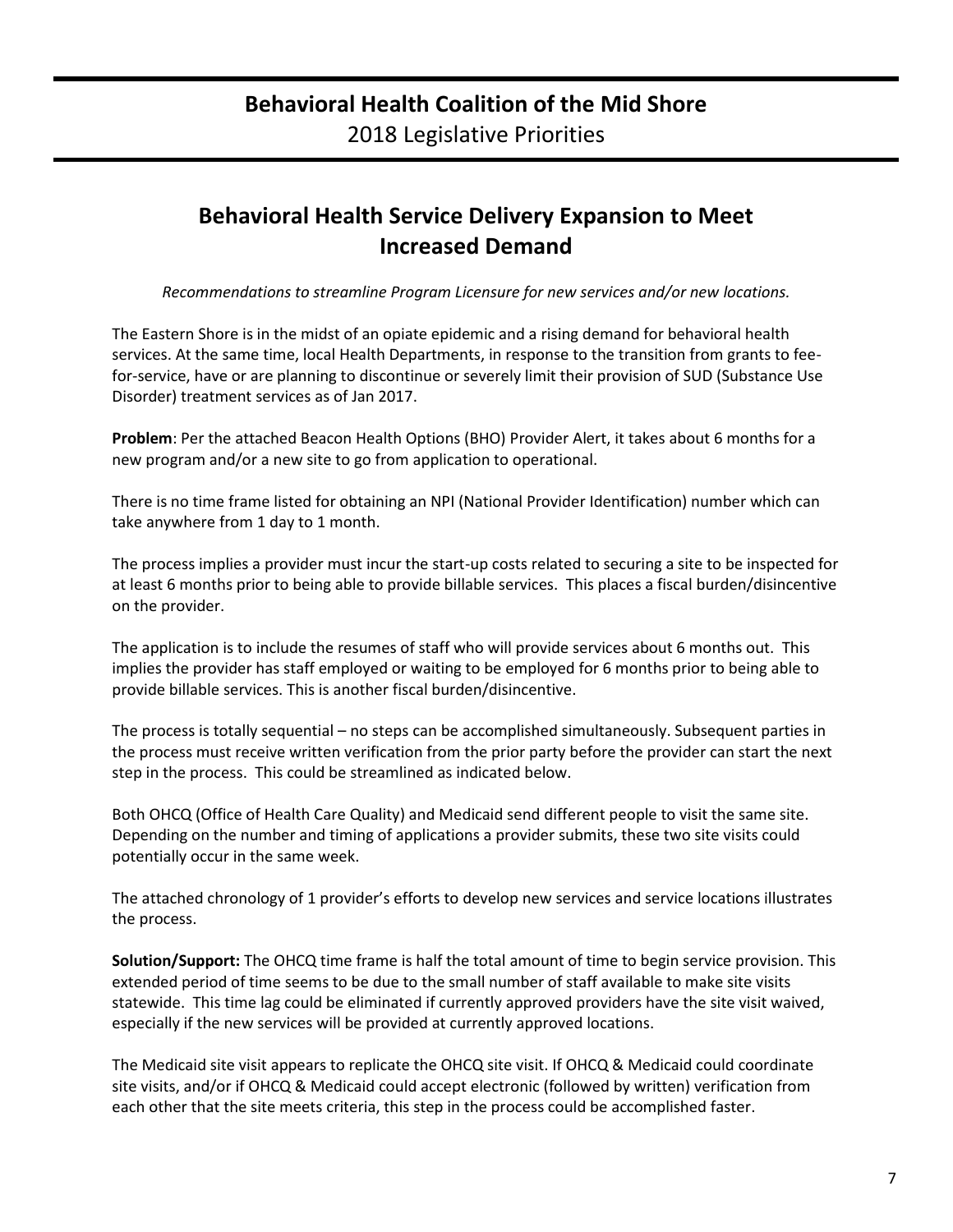# Behavioral Health Coalition of the Mid Shore

2018 Legislative Priorities

## Behavioral Health Service Delivery Expansion to Meet Increased Demand

*Recommendations to streamline Program Licensure for new services and/or new locations.*

The Eastern Shore is in the midst of an opiate epidemic and a rising demand for behavioral health services. At the same time, local Health Departments, in response to the transition from grants to fee-for-service, have or are planning to discontinue or severely limit their provision of SUD (Substance Use Disorder) treatment services as of Jan 2017.

**Problem**: Per the attached Beacon Health Options (BHO) Provider Alert, it takes about 6 months for a new program and/or a new site to go from application to operational.

There is no time frame listed for obtaining an NPI (National Provider Identification) number which can take anywhere from 1 day to 1 month.

The process implies a provider must incur the start-up costs related to securing a site to be inspected for at least 6 months prior to being able to provide billable services. This places a fiscal burden/disincentive on the provider.

The application is to include the resumes of staff who will provide services about 6 months out. This implies the provider has staff employed or waiting to be employed for 6 months prior to being able to provide billable services. This is another fiscal burden/disincentive.

The process is totally sequential – no steps can be accomplished simultaneously. Subsequent parties in the process must receive written verification from the prior party before the provider can start the next step in the process. This could be streamlined as indicated below.

Both OHCQ (Office of Health Care Quality) and Medicaid send different people to visit the same site. Depending on the number and timing of applications a provider submits, these two site visits could potentially occur in the same week.

The attached chronology of 1 provider's efforts to develop new services and service locations illustrates the process.

**Solution/Support:** The OHCQ time frame is half the total amount of time to begin service provision. This extended period of time seems to be due to the small number of staff available to make site visits statewide. This time lag could be eliminated if currently approved providers have the site visit waived, especially if the new services will be provided at currently approved locations.

The Medicaid site visit appears to replicate the OHCQ site visit. If OHCQ & Medicaid could coordinate site visits, and/or if OHCQ & Medicaid could accept electronic (followed by written) verification from each other that the site meets criteria, this step in the process could be accomplished faster.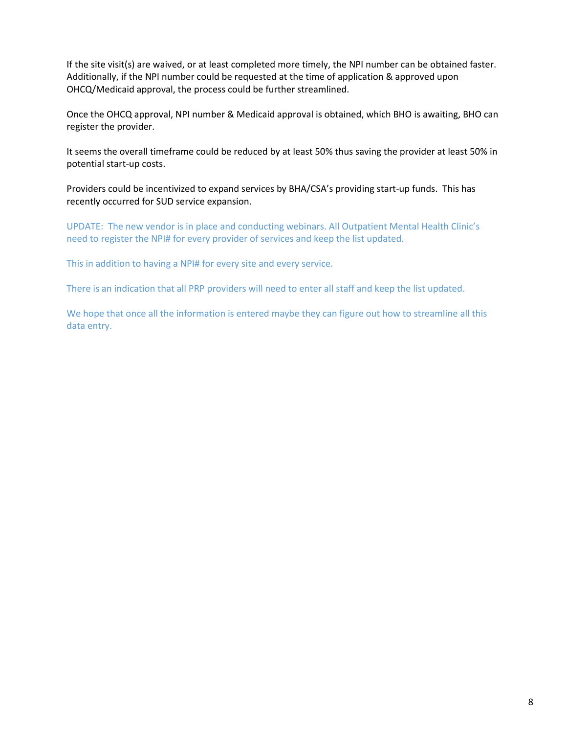If the site visit(s) are waived, or at least completed more timely, the NPI number can be obtained faster. Additionally, if the NPI number could be requested at the time of application & approved upon OHCQ/Medicaid approval, the process could be further streamlined.

Once the OHCQ approval, NPI number & Medicaid approval is obtained, which BHO is awaiting, BHO can register the provider.

It seems the overall timeframe could be reduced by at least 50% thus saving the provider at least 50% in potential start-up costs.

Providers could be incentivized to expand services by BHA/CSA's providing start-up funds. This has recently occurred for SUD service expansion.

UPDATE: The new vendor is in place and conducting webinars. All Outpatient Mental Health Clinic's need to register the NPI# for every provider of services and keep the list updated.

This in addition to having a NPI# for every site and every service.

There is an indication that all PRP providers will need to enter all staff and keep the list updated.

We hope that once all the information is entered maybe they can figure out how to streamline all this data entry.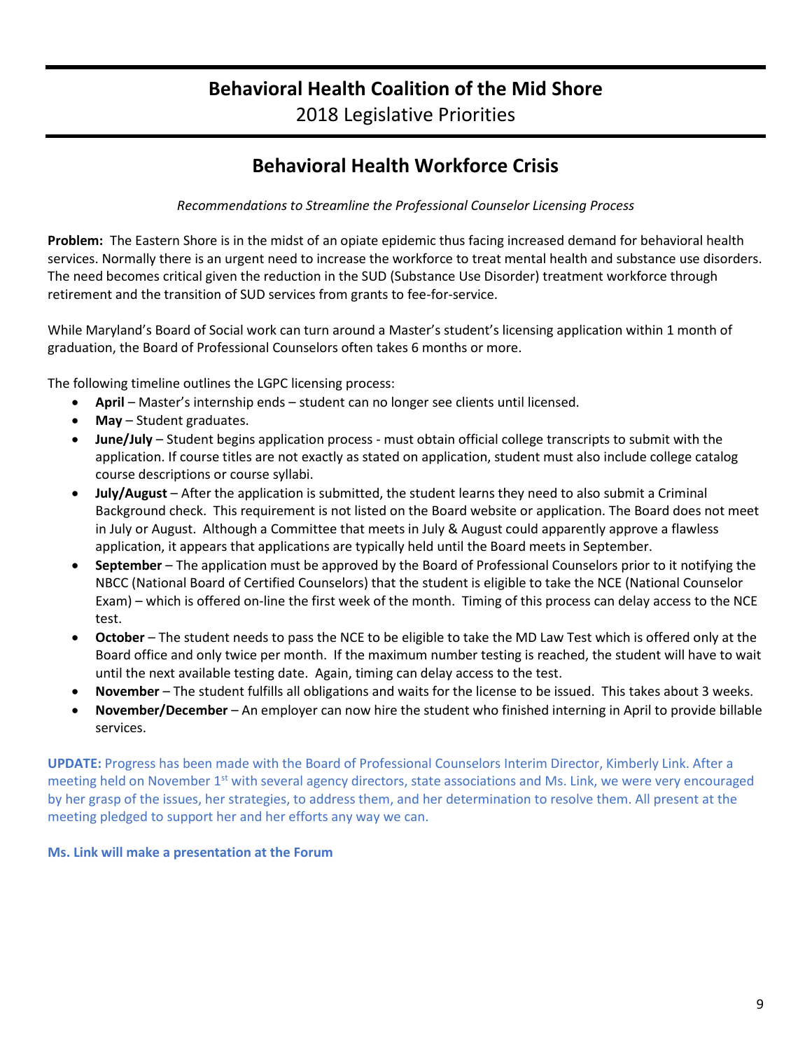# Behavioral Health Coalition of the Mid Shore

2018 Legislative Priorities

## Behavioral Health Workforce Crisis

*Recommendations to Streamline the Professional Counselor Licensing Process*

**Problem:** The Eastern Shore is in the midst of an opiate epidemic thus facing increased demand for behavioral health services. Normally there is an urgent need to increase the workforce to treat mental health and substance use disorders. The need becomes critical given the reduction in the SUD (Substance Use Disorder) treatment workforce through retirement and the transition of SUD services from grants to fee-for-service.

While Maryland's Board of Social work can turn around a Master's student's licensing application within 1 month of graduation, the Board of Professional Counselors often takes 6 months or more.

The following timeline outlines the LGPC licensing process:

- **April** – Master's internship ends – student can no longer see clients until licensed.
- **May** – Student graduates.
- **June/July** – Student begins application process - must obtain official college transcripts to submit with the application. If course titles are not exactly as stated on application, student must also include college catalog course descriptions or course syllabi.
- **July/August** – After the application is submitted, the student learns they need to also submit a Criminal Background check. This requirement is not listed on the Board website or application. The Board does not meet in July or August. Although a Committee that meets in July & August could apparently approve a flawless application, it appears that applications are typically held until the Board meets in September.
- **September** – The application must be approved by the Board of Professional Counselors prior to it notifying the NBCC (National Board of Certified Counselors) that the student is eligible to take the NCE (National Counselor Exam) – which is offered on-line the first week of the month. Timing of this process can delay access to the NCE test.
- **October** – The student needs to pass the NCE to be eligible to take the MD Law Test which is offered only at the Board office and only twice per month. If the maximum number testing is reached, the student will have to wait until the next available testing date. Again, timing can delay access to the test.
- **November** – The student fulfills all obligations and waits for the license to be issued. This takes about 3 weeks.
- **November/December** – An employer can now hire the student who finished interning in April to provide billable services.

**UPDATE:** Progress has been made with the Board of Professional Counselors Interim Director, Kimberly Link. After a meeting held on November 1st with several agency directors, state associations and Ms. Link, we were very encouraged by her grasp of the issues, her strategies, to address them, and her determination to resolve them. All present at the meeting pledged to support her and her efforts any way we can.

**Ms. Link will make a presentation at the Forum**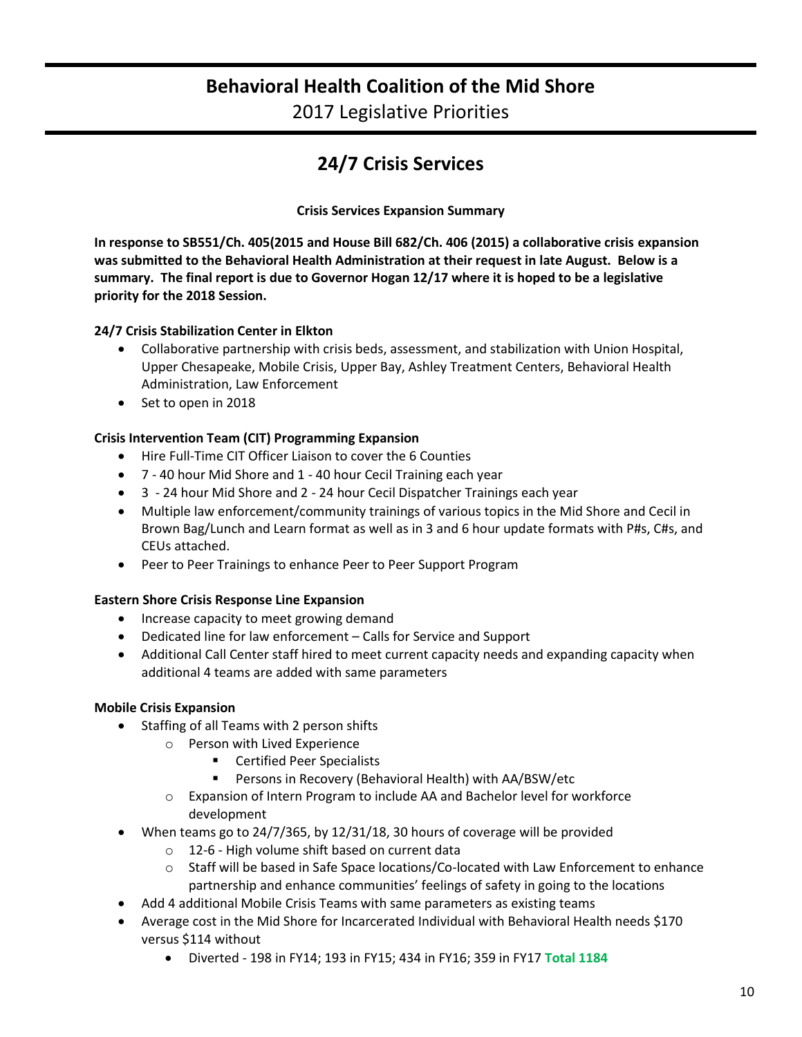# Behavioral Health Coalition of the Mid Shore

2017 Legislative Priorities

## 24/7 Crisis Services

**Crisis Services Expansion Summary**

**In response to SB551/Ch. 405(2015 and House Bill 682/Ch. 406 (2015) a collaborative crisis expansion was submitted to the Behavioral Health Administration at their request in late August. Below is a summary. The final report is due to Governor Hogan 12/17 where it is hoped to be a legislative priority for the 2018 Session.**

**24/7 Crisis Stabilization Center in Elkton**

- Collaborative partnership with crisis beds, assessment, and stabilization with Union Hospital, Upper Chesapeake, Mobile Crisis, Upper Bay, Ashley Treatment Centers, Behavioral Health Administration, Law Enforcement
- Set to open in 2018

**Crisis Intervention Team (CIT) Programming Expansion**

- Hire Full-Time CIT Officer Liaison to cover the 6 Counties
- 7 - 40 hour Mid Shore and 1 - 40 hour Cecil Training each year
- 3 - 24 hour Mid Shore and 2 - 24 hour Cecil Dispatcher Trainings each year
- Multiple law enforcement/community trainings of various topics in the Mid Shore and Cecil in Brown Bag/Lunch and Learn format as well as in 3 and 6 hour update formats with P#s, C#s, and CEUs attached.
- Peer to Peer Trainings to enhance Peer to Peer Support Program

**Eastern Shore Crisis Response Line Expansion**

- Increase capacity to meet growing demand
- Dedicated line for law enforcement – Calls for Service and Support
- Additional Call Center staff hired to meet current capacity needs and expanding capacity when additional 4 teams are added with same parameters

**Mobile Crisis Expansion**

- Staffing of all Teams with 2 person shifts
  - Person with Lived Experience
    - Certified Peer Specialists
    - Persons in Recovery (Behavioral Health) with AA/BSW/etc
  - Expansion of Intern Program to include AA and Bachelor level for workforce development
- When teams go to 24/7/365, by 12/31/18, 30 hours of coverage will be provided
  - 12-6 - High volume shift based on current data
  - Staff will be based in Safe Space locations/Co-located with Law Enforcement to enhance partnership and enhance communities' feelings of safety in going to the locations
- Add 4 additional Mobile Crisis Teams with same parameters as existing teams
- Average cost in the Mid Shore for Incarcerated Individual with Behavioral Health needs $170 versus $114 without
  - Diverted - 198 in FY14; 193 in FY15; 434 in FY16; 359 in FY17 **Total 1184**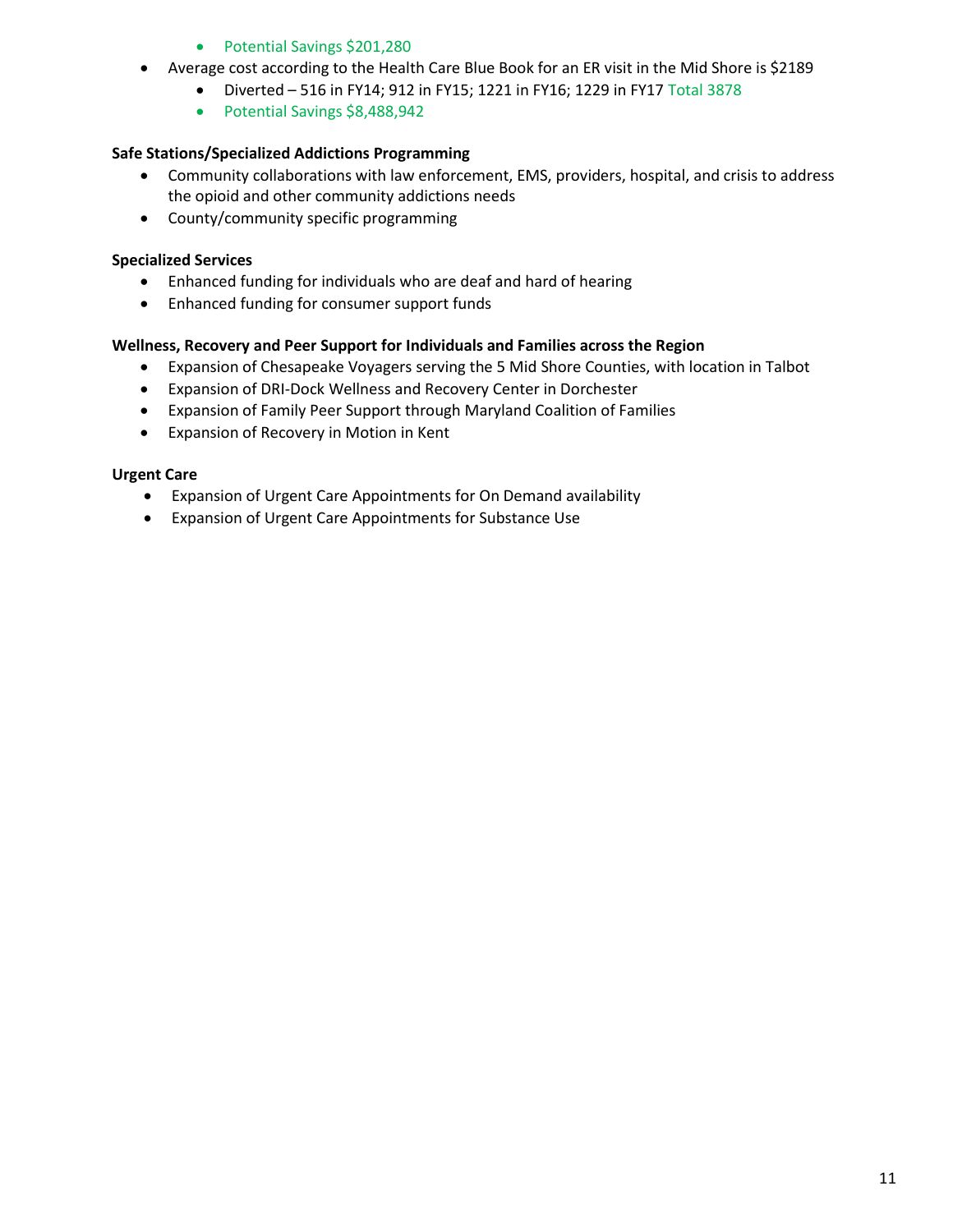- Potential Savings $201,280
- Average cost according to the Health Care Blue Book for an ER visit in the Mid Shore is $2189
    - Diverted – 516 in FY14; 912 in FY15; 1221 in FY16; 1229 in FY17 Total 3878
    - Potential Savings $8,488,942

**Safe Stations/Specialized Addictions Programming**

- Community collaborations with law enforcement, EMS, providers, hospital, and crisis to address the opioid and other community addictions needs
- County/community specific programming

**Specialized Services**

- Enhanced funding for individuals who are deaf and hard of hearing
- Enhanced funding for consumer support funds

**Wellness, Recovery and Peer Support for Individuals and Families across the Region**

- Expansion of Chesapeake Voyagers serving the 5 Mid Shore Counties, with location in Talbot
- Expansion of DRI-Dock Wellness and Recovery Center in Dorchester
- Expansion of Family Peer Support through Maryland Coalition of Families
- Expansion of Recovery in Motion in Kent

**Urgent Care**

- Expansion of Urgent Care Appointments for On Demand availability
- Expansion of Urgent Care Appointments for Substance Use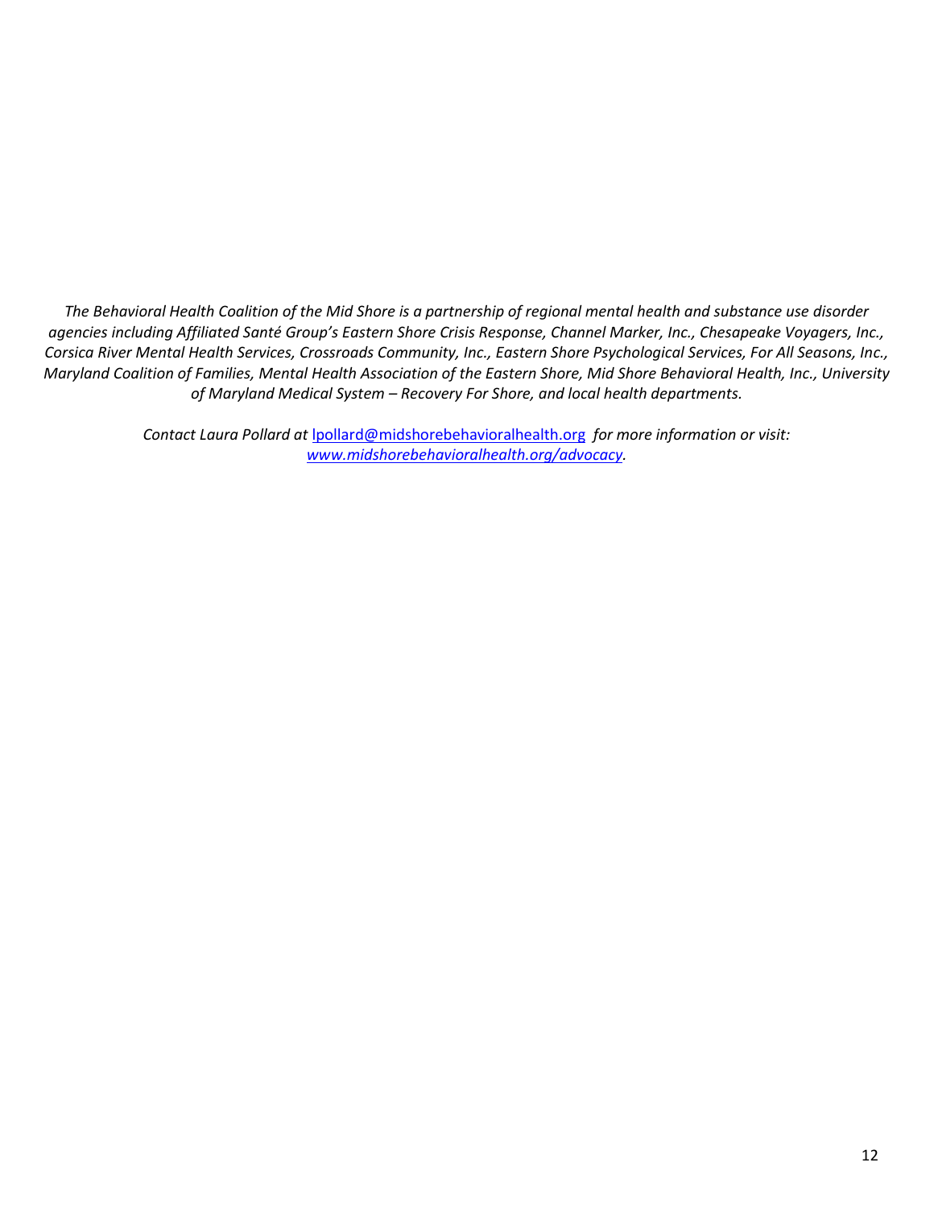*The Behavioral Health Coalition of the Mid Shore is a partnership of regional mental health and substance use disorder agencies including Affiliated Santé Group's Eastern Shore Crisis Response, Channel Marker, Inc., Chesapeake Voyagers, Inc., Corsica River Mental Health Services, Crossroads Community, Inc., Eastern Shore Psychological Services, For All Seasons, Inc., Maryland Coalition of Families, Mental Health Association of the Eastern Shore, Mid Shore Behavioral Health, Inc., University of Maryland Medical System – Recovery For Shore, and local health departments.*

*Contact Laura Pollard at* lpollard@midshorebehavioralhealth.org *for more information or visit:* *www.midshorebehavioralhealth.org/advocacy.*